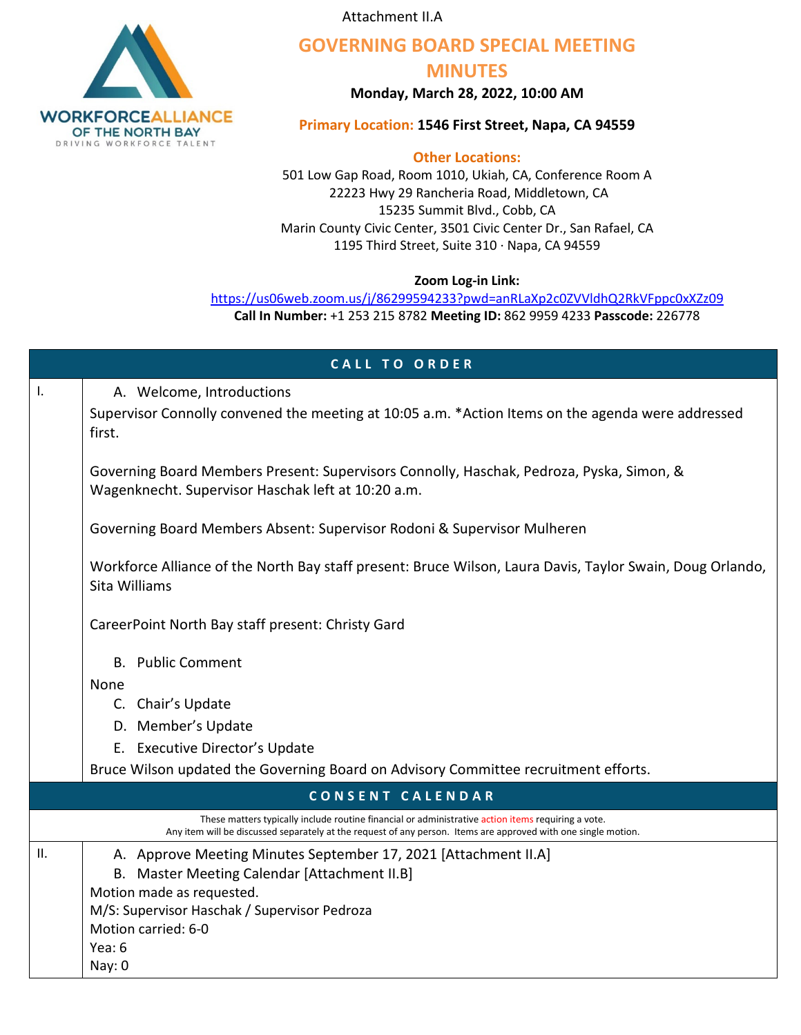Attachment II.A

# GOVERNING BOARD SPECIAL MEETING MINUTES

**Monday, March 28, 2022, 10:00 AM**

**Primary Location: 1546 First Street, Napa, CA 94559**

**Other Locations:**

501 Low Gap Road, Room 1010, Ukiah, CA, Conference Room A
22223 Hwy 29 Rancheria Road, Middletown, CA
15235 Summit Blvd., Cobb, CA
Marin County Civic Center, 3501 Civic Center Dr., San Rafael, CA
1195 Third Street, Suite 310 · Napa, CA 94559

**Zoom Log-in Link:**
https://us06web.zoom.us/j/86299594233?pwd=anRLaXp2c0ZVVldhQ2RkVFppc0xXZz09
**Call In Number:** +1 253 215 8782 **Meeting ID:** 862 9959 4233 **Passcode:** 226778

## CALL TO ORDER

**I.**

A. Welcome, Introductions

Supervisor Connolly convened the meeting at 10:05 a.m. *Action Items on the agenda were addressed first.

Governing Board Members Present: Supervisors Connolly, Haschak, Pedroza, Pyska, Simon, & Wagenknecht. Supervisor Haschak left at 10:20 a.m.

Governing Board Members Absent: Supervisor Rodoni & Supervisor Mulheren

Workforce Alliance of the North Bay staff present: Bruce Wilson, Laura Davis, Taylor Swain, Doug Orlando, Sita Williams

CareerPoint North Bay staff present: Christy Gard

B. Public Comment

None

C. Chair's Update

D. Member's Update

E. Executive Director's Update

Bruce Wilson updated the Governing Board on Advisory Committee recruitment efforts.

## CONSENT CALENDAR

These matters typically include routine financial or administrative action items requiring a vote.
Any item will be discussed separately at the request of any person. Items are approved with one single motion.

**II.**

A. Approve Meeting Minutes September 17, 2021 [Attachment II.A]

B. Master Meeting Calendar [Attachment II.B]

Motion made as requested.
M/S: Supervisor Haschak / Supervisor Pedroza
Motion carried: 6-0
Yea: 6
Nay: 0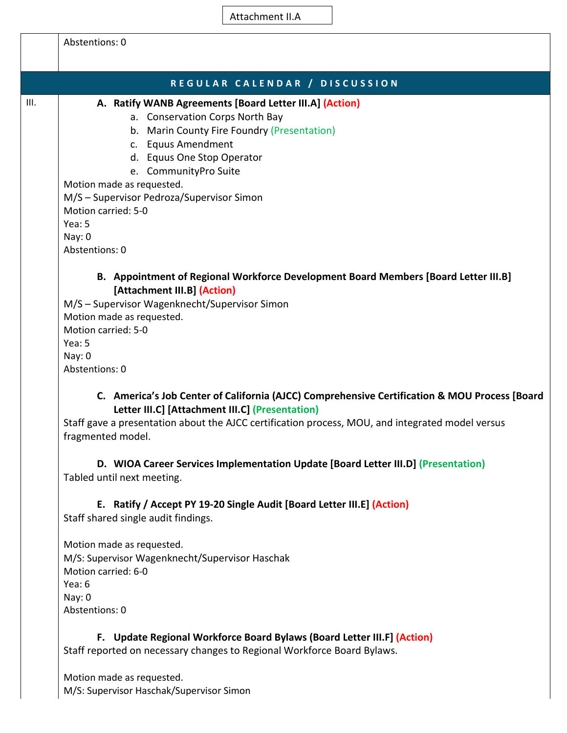Attachment II.A

| | |
|---|---|
| | Abstentions: 0 |

**R E G U L A R   C A L E N D A R   /   D I S C U S S I O N**

III.

**A. Ratify WANB Agreements [Board Letter III.A] (Action)**

a. Conservation Corps North Bay
b. Marin County Fire Foundry (Presentation)
c. Equus Amendment
d. Equus One Stop Operator
e. CommunityPro Suite

Motion made as requested.
M/S – Supervisor Pedroza/Supervisor Simon
Motion carried: 5-0
Yea: 5
Nay: 0
Abstentions: 0

**B. Appointment of Regional Workforce Development Board Members [Board Letter III.B] [Attachment III.B] (Action)**

M/S – Supervisor Wagenknecht/Supervisor Simon
Motion made as requested.
Motion carried: 5-0
Yea: 5
Nay: 0
Abstentions: 0

**C. America's Job Center of California (AJCC) Comprehensive Certification & MOU Process [Board Letter III.C] [Attachment III.C] (Presentation)**

Staff gave a presentation about the AJCC certification process, MOU, and integrated model versus fragmented model.

**D. WIOA Career Services Implementation Update [Board Letter III.D] (Presentation)**

Tabled until next meeting.

**E. Ratify / Accept PY 19-20 Single Audit [Board Letter III.E] (Action)**

Staff shared single audit findings.

Motion made as requested.
M/S: Supervisor Wagenknecht/Supervisor Haschak
Motion carried: 6-0
Yea: 6
Nay: 0
Abstentions: 0

**F. Update Regional Workforce Board Bylaws (Board Letter III.F) (Action)**

Staff reported on necessary changes to Regional Workforce Board Bylaws.

Motion made as requested.
M/S: Supervisor Haschak/Supervisor Simon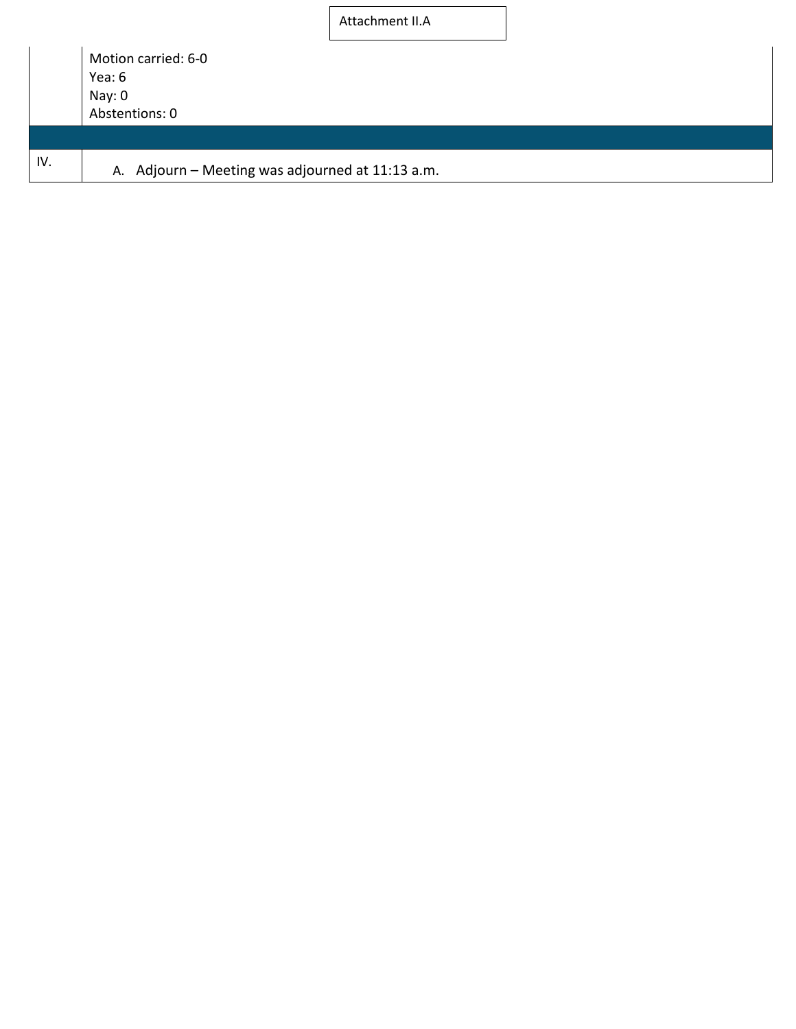Attachment II.A

| | |
|---|---|
| | Motion carried: 6-0<br>Yea: 6<br>Nay: 0<br>Abstentions: 0 |
| | |
| IV. | A. Adjourn – Meeting was adjourned at 11:13 a.m. |